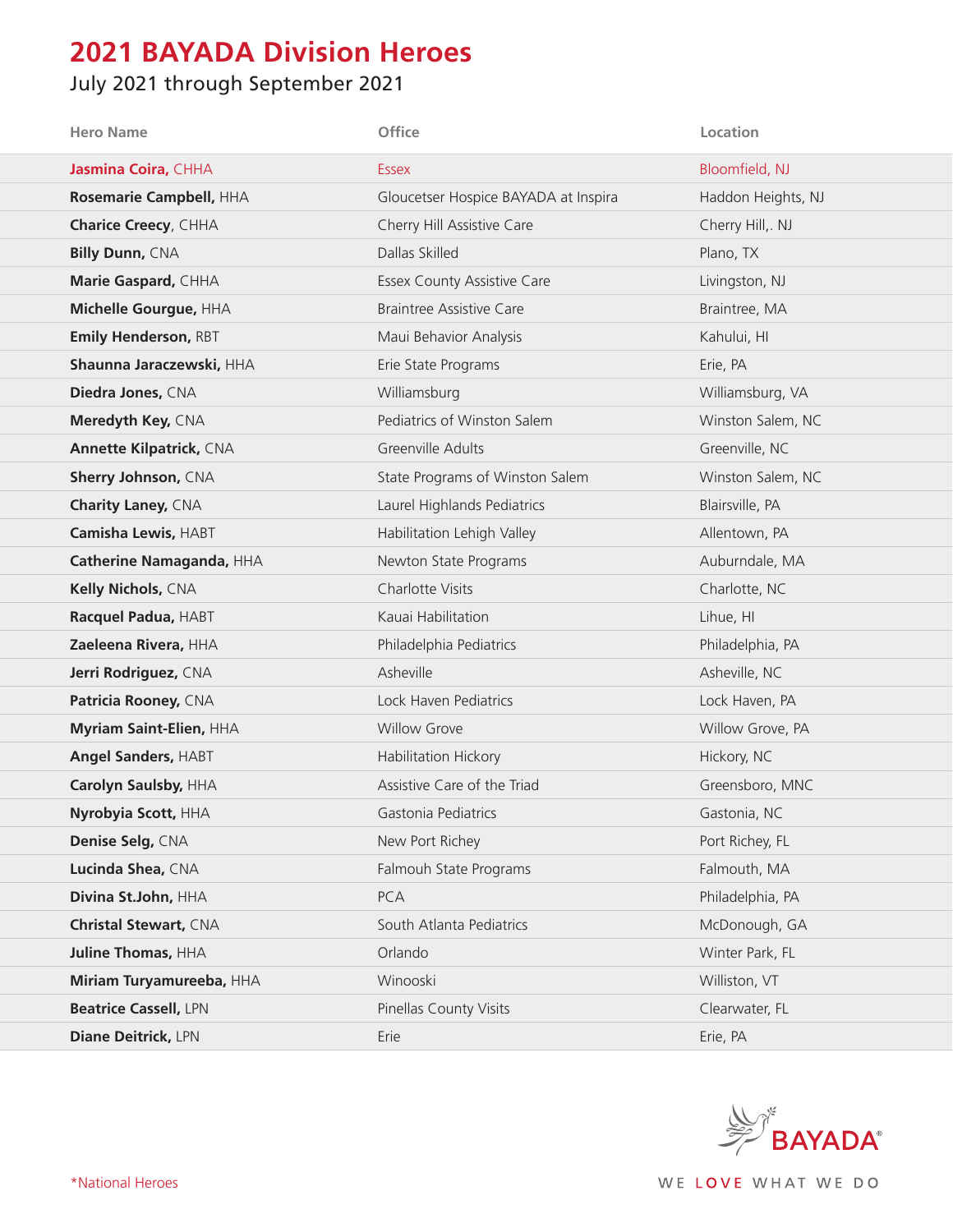# 2021 BAYADA Division Heroes

July 2021 through September 2021

| Hero Name | Office | Location |
|---|---|---|
| **Jasmina Coira,** CHHA | Essex | Bloomfield, NJ |
| **Rosemarie Campbell,** HHA | Gloucetser Hospice BAYADA at Inspira | Haddon Heights, NJ |
| **Charice Creecy**, CHHA | Cherry Hill Assistive Care | Cherry Hill,. NJ |
| **Billy Dunn,** CNA | Dallas Skilled | Plano, TX |
| **Marie Gaspard,** CHHA | Essex County Assistive Care | Livingston, NJ |
| **Michelle Gourgue,** HHA | Braintree Assistive Care | Braintree, MA |
| **Emily Henderson,** RBT | Maui Behavior Analysis | Kahului, HI |
| **Shaunna Jaraczewski,** HHA | Erie State Programs | Erie, PA |
| **Diedra Jones,** CNA | Williamsburg | Williamsburg, VA |
| **Meredyth Key,** CNA | Pediatrics of Winston Salem | Winston Salem, NC |
| **Annette Kilpatrick,** CNA | Greenville Adults | Greenville, NC |
| **Sherry Johnson,** CNA | State Programs of Winston Salem | Winston Salem, NC |
| **Charity Laney,** CNA | Laurel Highlands Pediatrics | Blairsville, PA |
| **Camisha Lewis,** HABT | Habilitation Lehigh Valley | Allentown, PA |
| **Catherine Namaganda,** HHA | Newton State Programs | Auburndale, MA |
| **Kelly Nichols,** CNA | Charlotte Visits | Charlotte, NC |
| **Racquel Padua,** HABT | Kauai Habilitation | Lihue, HI |
| **Zaeleena Rivera,** HHA | Philadelphia Pediatrics | Philadelphia, PA |
| **Jerri Rodriguez,** CNA | Asheville | Asheville, NC |
| **Patricia Rooney,** CNA | Lock Haven Pediatrics | Lock Haven, PA |
| **Myriam Saint-Elien,** HHA | Willow Grove | Willow Grove, PA |
| **Angel Sanders,** HABT | Habilitation Hickory | Hickory, NC |
| **Carolyn Saulsby,** HHA | Assistive Care of the Triad | Greensboro, MNC |
| **Nyrobyia Scott,** HHA | Gastonia Pediatrics | Gastonia, NC |
| **Denise Selg,** CNA | New Port Richey | Port Richey, FL |
| **Lucinda Shea,** CNA | Falmouh State Programs | Falmouth, MA |
| **Divina St.John,** HHA | PCA | Philadelphia, PA |
| **Christal Stewart,** CNA | South Atlanta Pediatrics | McDonough, GA |
| **Juline Thomas,** HHA | Orlando | Winter Park, FL |
| **Miriam Turyamureeba,** HHA | Winooski | Williston, VT |
| **Beatrice Cassell,** LPN | Pinellas County Visits | Clearwater, FL |
| **Diane Deitrick,** LPN | Erie | Erie, PA |

*National Heroes

BAYADA®

WE LOVE WHAT WE DO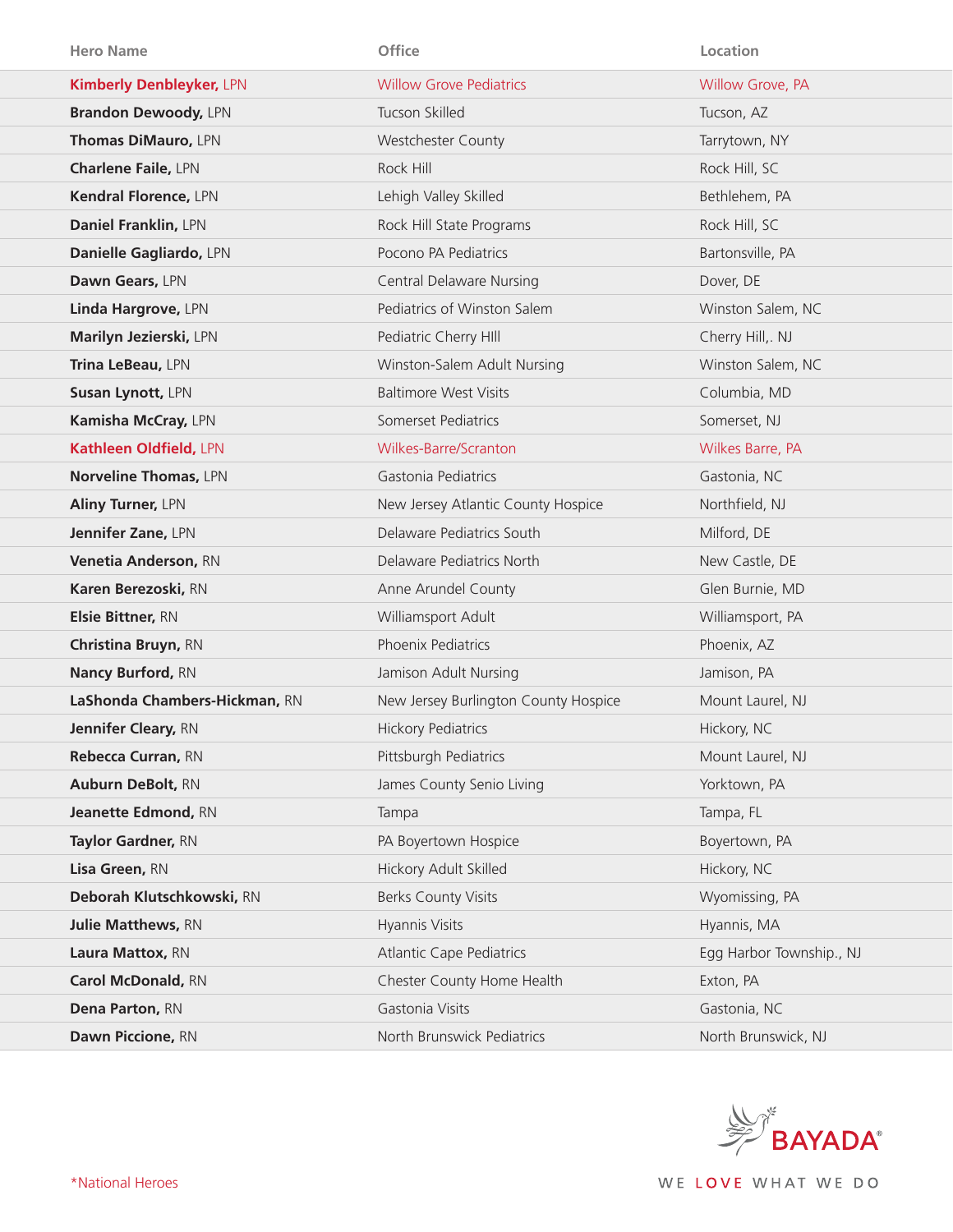| Hero Name | Office | Location |
|---|---|---|
| **Kimberly Denbleyker,** LPN | Willow Grove Pediatrics | Willow Grove, PA |
| **Brandon Dewoody,** LPN | Tucson Skilled | Tucson, AZ |
| **Thomas DiMauro,** LPN | Westchester County | Tarrytown, NY |
| **Charlene Faile,** LPN | Rock Hill | Rock Hill, SC |
| **Kendral Florence,** LPN | Lehigh Valley Skilled | Bethlehem, PA |
| **Daniel Franklin,** LPN | Rock Hill State Programs | Rock Hill, SC |
| **Danielle Gagliardo,** LPN | Pocono PA Pediatrics | Bartonsville, PA |
| **Dawn Gears,** LPN | Central Delaware Nursing | Dover, DE |
| **Linda Hargrove,** LPN | Pediatrics of Winston Salem | Winston Salem, NC |
| **Marilyn Jezierski,** LPN | Pediatric Cherry HIll | Cherry Hill,. NJ |
| **Trina LeBeau,** LPN | Winston-Salem Adult Nursing | Winston Salem, NC |
| **Susan Lynott,** LPN | Baltimore West Visits | Columbia, MD |
| **Kamisha McCray,** LPN | Somerset Pediatrics | Somerset, NJ |
| **Kathleen Oldfield,** LPN | Wilkes-Barre/Scranton | Wilkes Barre, PA |
| **Norveline Thomas,** LPN | Gastonia Pediatrics | Gastonia, NC |
| **Aliny Turner,** LPN | New Jersey Atlantic County Hospice | Northfield, NJ |
| **Jennifer Zane,** LPN | Delaware Pediatrics South | Milford, DE |
| **Venetia Anderson,** RN | Delaware Pediatrics North | New Castle, DE |
| **Karen Berezoski,** RN | Anne Arundel County | Glen Burnie, MD |
| **Elsie Bittner,** RN | Williamsport Adult | Williamsport, PA |
| **Christina Bruyn,** RN | Phoenix Pediatrics | Phoenix, AZ |
| **Nancy Burford,** RN | Jamison Adult Nursing | Jamison, PA |
| **LaShonda Chambers-Hickman,** RN | New Jersey Burlington County Hospice | Mount Laurel, NJ |
| **Jennifer Cleary,** RN | Hickory Pediatrics | Hickory, NC |
| **Rebecca Curran,** RN | Pittsburgh Pediatrics | Mount Laurel, NJ |
| **Auburn DeBolt,** RN | James County Senio Living | Yorktown, PA |
| **Jeanette Edmond,** RN | Tampa | Tampa, FL |
| **Taylor Gardner,** RN | PA Boyertown Hospice | Boyertown, PA |
| **Lisa Green,** RN | Hickory Adult Skilled | Hickory, NC |
| **Deborah Klutschkowski,** RN | Berks County Visits | Wyomissing, PA |
| **Julie Matthews,** RN | Hyannis Visits | Hyannis, MA |
| **Laura Mattox,** RN | Atlantic Cape Pediatrics | Egg Harbor Township., NJ |
| **Carol McDonald,** RN | Chester County Home Health | Exton, PA |
| **Dena Parton,** RN | Gastonia Visits | Gastonia, NC |
| **Dawn Piccione,** RN | North Brunswick Pediatrics | North Brunswick, NJ |

*National Heroes

BAYADA®

WE LOVE WHAT WE DO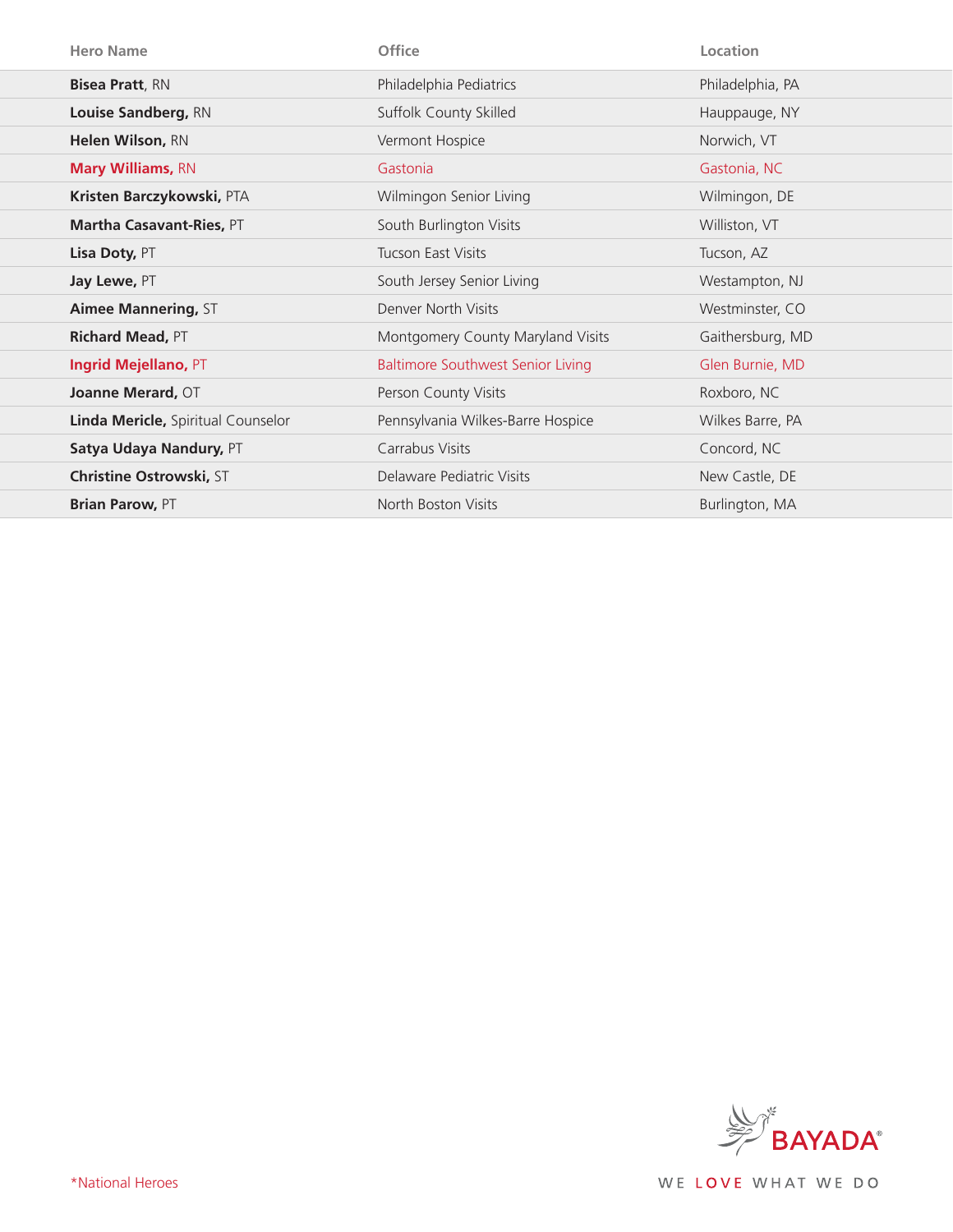| Hero Name | Office | Location |
|---|---|---|
| **Bisea Pratt**, RN | Philadelphia Pediatrics | Philadelphia, PA |
| **Louise Sandberg,** RN | Suffolk County Skilled | Hauppauge, NY |
| **Helen Wilson,** RN | Vermont Hospice | Norwich, VT |
| **Mary Williams,** RN | Gastonia | Gastonia, NC |
| **Kristen Barczykowski,** PTA | Wilmingon Senior Living | Wilmingon, DE |
| **Martha Casavant-Ries,** PT | South Burlington Visits | Williston, VT |
| **Lisa Doty,** PT | Tucson East Visits | Tucson, AZ |
| **Jay Lewe,** PT | South Jersey Senior Living | Westampton, NJ |
| **Aimee Mannering,** ST | Denver North Visits | Westminster, CO |
| **Richard Mead,** PT | Montgomery County Maryland Visits | Gaithersburg, MD |
| **Ingrid Mejellano,** PT | Baltimore Southwest Senior Living | Glen Burnie, MD |
| **Joanne Merard,** OT | Person County Visits | Roxboro, NC |
| **Linda Mericle,** Spiritual Counselor | Pennsylvania Wilkes-Barre Hospice | Wilkes Barre, PA |
| **Satya Udaya Nandury,** PT | Carrabus Visits | Concord, NC |
| **Christine Ostrowski,** ST | Delaware Pediatric Visits | New Castle, DE |
| **Brian Parow,** PT | North Boston Visits | Burlington, MA |

*National Heroes

BAYADA®

WE LOVE WHAT WE DO